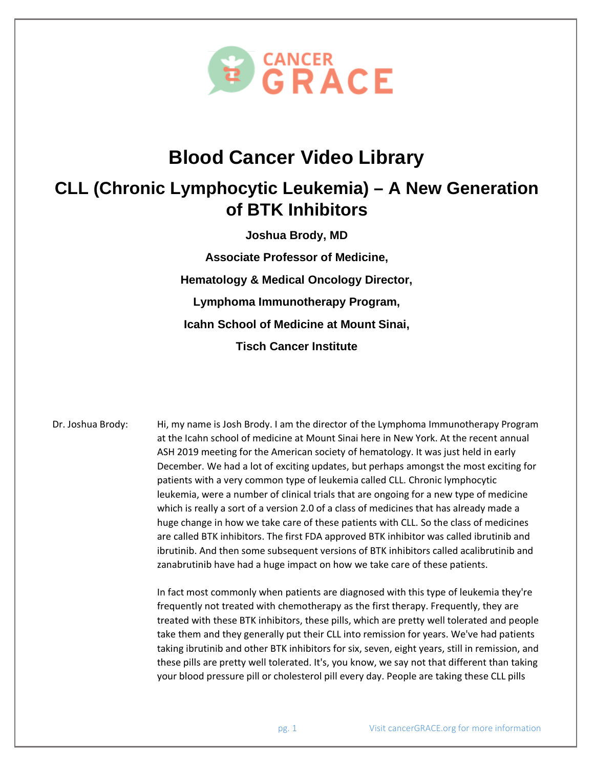CANCER GRACE

# Blood Cancer Video Library

## CLL (Chronic Lymphocytic Leukemia) – A New Generation of BTK Inhibitors

**Joshua Brody, MD**

**Associate Professor of Medicine,**

**Hematology & Medical Oncology Director,**

**Lymphoma Immunotherapy Program,**

**Icahn School of Medicine at Mount Sinai,**

**Tisch Cancer Institute**

Dr. Joshua Brody: Hi, my name is Josh Brody. I am the director of the Lymphoma Immunotherapy Program at the Icahn school of medicine at Mount Sinai here in New York. At the recent annual ASH 2019 meeting for the American society of hematology. It was just held in early December. We had a lot of exciting updates, but perhaps amongst the most exciting for patients with a very common type of leukemia called CLL. Chronic lymphocytic leukemia, were a number of clinical trials that are ongoing for a new type of medicine which is really a sort of a version 2.0 of a class of medicines that has already made a huge change in how we take care of these patients with CLL. So the class of medicines are called BTK inhibitors. The first FDA approved BTK inhibitor was called ibrutinib and ibrutinib. And then some subsequent versions of BTK inhibitors called acalibrutinib and zanabrutinib have had a huge impact on how we take care of these patients.

In fact most commonly when patients are diagnosed with this type of leukemia they're frequently not treated with chemotherapy as the first therapy. Frequently, they are treated with these BTK inhibitors, these pills, which are pretty well tolerated and people take them and they generally put their CLL into remission for years. We've had patients taking ibrutinib and other BTK inhibitors for six, seven, eight years, still in remission, and these pills are pretty well tolerated. It's, you know, we say not that different than taking your blood pressure pill or cholesterol pill every day. People are taking these CLL pills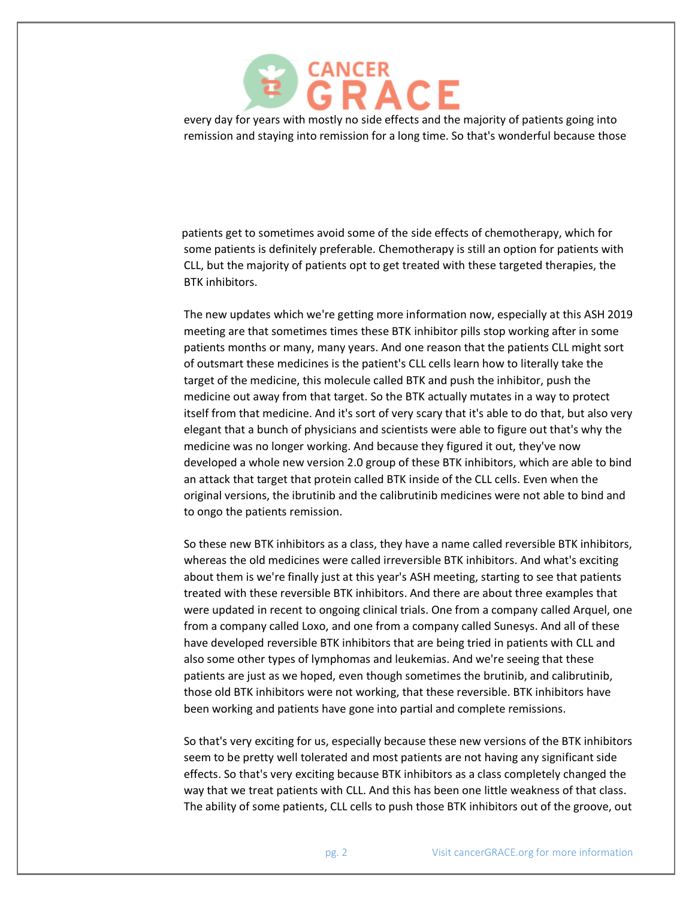every day for years with mostly no side effects and the majority of patients going into remission and staying into remission for a long time. So that's wonderful because those

patients get to sometimes avoid some of the side effects of chemotherapy, which for some patients is definitely preferable. Chemotherapy is still an option for patients with CLL, but the majority of patients opt to get treated with these targeted therapies, the BTK inhibitors.

The new updates which we're getting more information now, especially at this ASH 2019 meeting are that sometimes times these BTK inhibitor pills stop working after in some patients months or many, many years. And one reason that the patients CLL might sort of outsmart these medicines is the patient's CLL cells learn how to literally take the target of the medicine, this molecule called BTK and push the inhibitor, push the medicine out away from that target. So the BTK actually mutates in a way to protect itself from that medicine. And it's sort of very scary that it's able to do that, but also very elegant that a bunch of physicians and scientists were able to figure out that's why the medicine was no longer working. And because they figured it out, they've now developed a whole new version 2.0 group of these BTK inhibitors, which are able to bind an attack that target that protein called BTK inside of the CLL cells. Even when the original versions, the ibrutinib and the calibrutinib medicines were not able to bind and to ongo the patients remission.

So these new BTK inhibitors as a class, they have a name called reversible BTK inhibitors, whereas the old medicines were called irreversible BTK inhibitors. And what's exciting about them is we're finally just at this year's ASH meeting, starting to see that patients treated with these reversible BTK inhibitors. And there are about three examples that were updated in recent to ongoing clinical trials. One from a company called Arquel, one from a company called Loxo, and one from a company called Sunesys. And all of these have developed reversible BTK inhibitors that are being tried in patients with CLL and also some other types of lymphomas and leukemias. And we're seeing that these patients are just as we hoped, even though sometimes the brutinib, and calibrutinib, those old BTK inhibitors were not working, that these reversible. BTK inhibitors have been working and patients have gone into partial and complete remissions.

So that's very exciting for us, especially because these new versions of the BTK inhibitors seem to be pretty well tolerated and most patients are not having any significant side effects. So that's very exciting because BTK inhibitors as a class completely changed the way that we treat patients with CLL. And this has been one little weakness of that class. The ability of some patients, CLL cells to push those BTK inhibitors out of the groove, out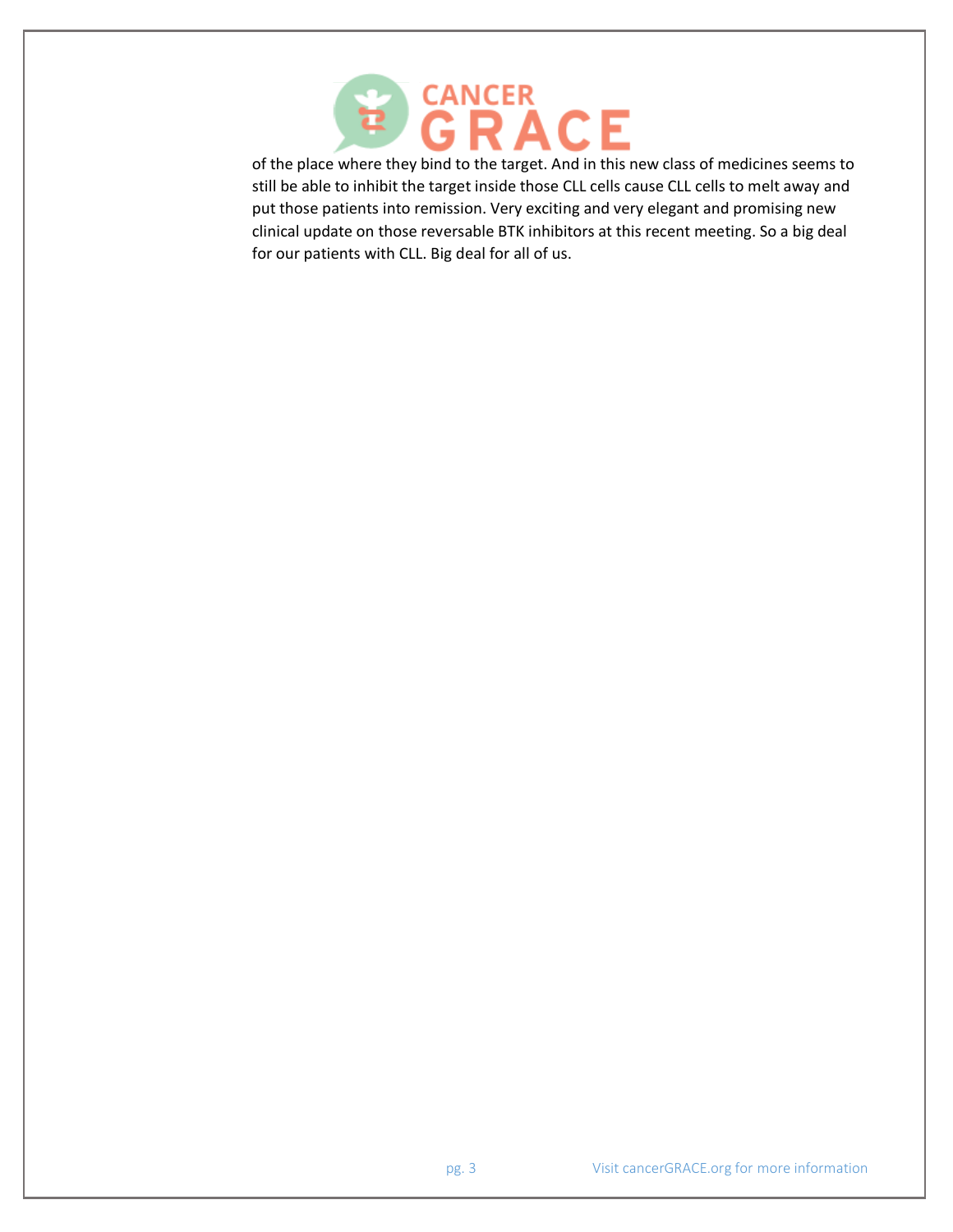of the place where they bind to the target. And in this new class of medicines seems to still be able to inhibit the target inside those CLL cells cause CLL cells to melt away and put those patients into remission. Very exciting and very elegant and promising new clinical update on those reversable BTK inhibitors at this recent meeting. So a big deal for our patients with CLL. Big deal for all of us.